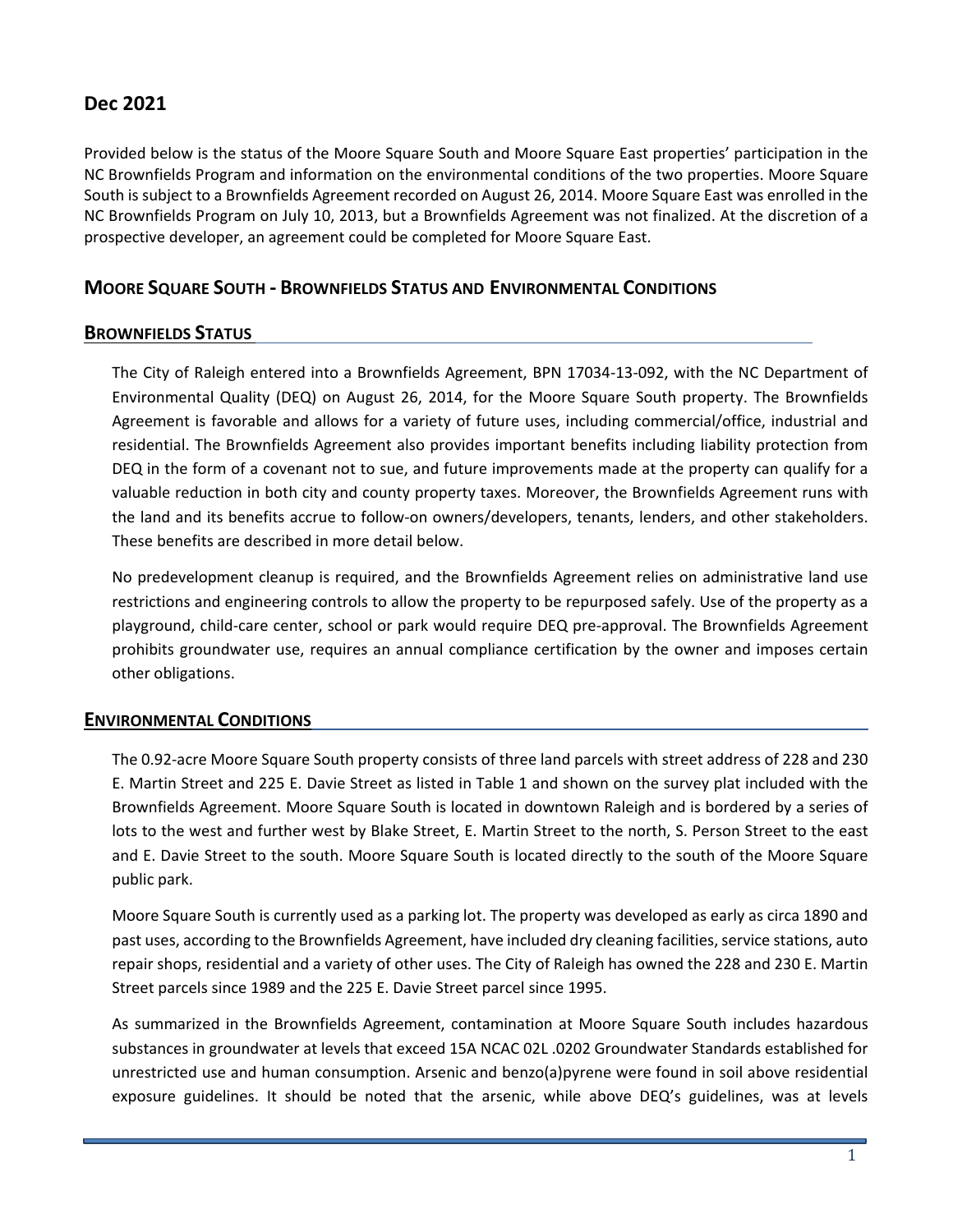## Dec 2021

Provided below is the status of the Moore Square South and Moore Square East properties' participation in the NC Brownfields Program and information on the environmental conditions of the two properties. Moore Square South is subject to a Brownfields Agreement recorded on August 26, 2014. Moore Square East was enrolled in the NC Brownfields Program on July 10, 2013, but a Brownfields Agreement was not finalized. At the discretion of a prospective developer, an agreement could be completed for Moore Square East.

## MOORE SQUARE SOUTH - BROWNFIELDS STATUS AND ENVIRONMENTAL CONDITIONS

### BROWNFIELDS STATUS

The City of Raleigh entered into a Brownfields Agreement, BPN 17034-13-092, with the NC Department of Environmental Quality (DEQ) on August 26, 2014, for the Moore Square South property. The Brownfields Agreement is favorable and allows for a variety of future uses, including commercial/office, industrial and residential. The Brownfields Agreement also provides important benefits including liability protection from DEQ in the form of a covenant not to sue, and future improvements made at the property can qualify for a valuable reduction in both city and county property taxes. Moreover, the Brownfields Agreement runs with the land and its benefits accrue to follow-on owners/developers, tenants, lenders, and other stakeholders. These benefits are described in more detail below.

No predevelopment cleanup is required, and the Brownfields Agreement relies on administrative land use restrictions and engineering controls to allow the property to be repurposed safely. Use of the property as a playground, child-care center, school or park would require DEQ pre-approval. The Brownfields Agreement prohibits groundwater use, requires an annual compliance certification by the owner and imposes certain other obligations.

### ENVIRONMENTAL CONDITIONS

The 0.92-acre Moore Square South property consists of three land parcels with street address of 228 and 230 E. Martin Street and 225 E. Davie Street as listed in Table 1 and shown on the survey plat included with the Brownfields Agreement. Moore Square South is located in downtown Raleigh and is bordered by a series of lots to the west and further west by Blake Street, E. Martin Street to the north, S. Person Street to the east and E. Davie Street to the south. Moore Square South is located directly to the south of the Moore Square public park.

Moore Square South is currently used as a parking lot. The property was developed as early as circa 1890 and past uses, according to the Brownfields Agreement, have included dry cleaning facilities, service stations, auto repair shops, residential and a variety of other uses. The City of Raleigh has owned the 228 and 230 E. Martin Street parcels since 1989 and the 225 E. Davie Street parcel since 1995.

As summarized in the Brownfields Agreement, contamination at Moore Square South includes hazardous substances in groundwater at levels that exceed 15A NCAC 02L .0202 Groundwater Standards established for unrestricted use and human consumption. Arsenic and benzo(a)pyrene were found in soil above residential exposure guidelines. It should be noted that the arsenic, while above DEQ's guidelines, was at levels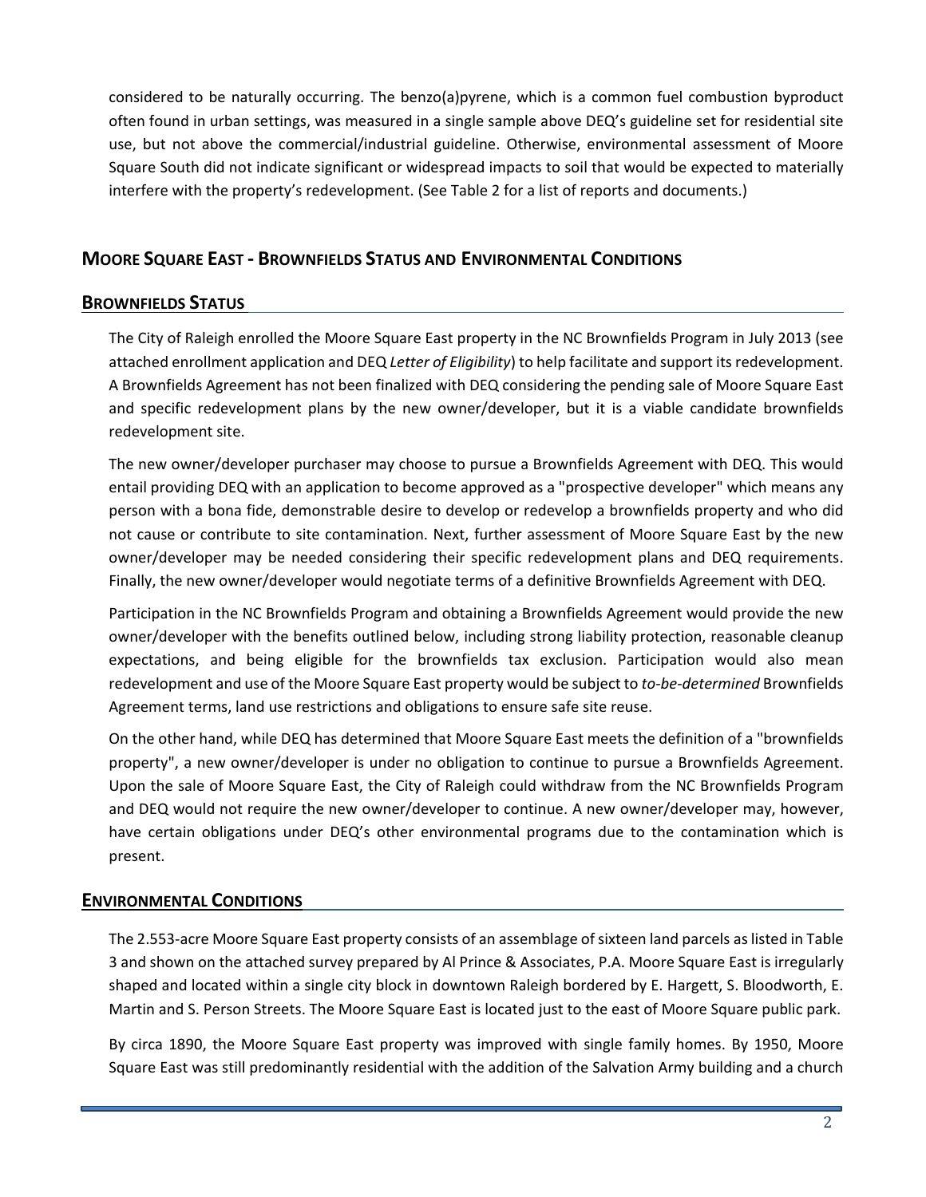considered to be naturally occurring. The benzo(a)pyrene, which is a common fuel combustion byproduct often found in urban settings, was measured in a single sample above DEQ's guideline set for residential site use, but not above the commercial/industrial guideline. Otherwise, environmental assessment of Moore Square South did not indicate significant or widespread impacts to soil that would be expected to materially interfere with the property's redevelopment. (See Table 2 for a list of reports and documents.)

## MOORE SQUARE EAST - BROWNFIELDS STATUS AND ENVIRONMENTAL CONDITIONS

### BROWNFIELDS STATUS

The City of Raleigh enrolled the Moore Square East property in the NC Brownfields Program in July 2013 (see attached enrollment application and DEQ *Letter of Eligibility*) to help facilitate and support its redevelopment. A Brownfields Agreement has not been finalized with DEQ considering the pending sale of Moore Square East and specific redevelopment plans by the new owner/developer, but it is a viable candidate brownfields redevelopment site.

The new owner/developer purchaser may choose to pursue a Brownfields Agreement with DEQ. This would entail providing DEQ with an application to become approved as a "prospective developer" which means any person with a bona fide, demonstrable desire to develop or redevelop a brownfields property and who did not cause or contribute to site contamination. Next, further assessment of Moore Square East by the new owner/developer may be needed considering their specific redevelopment plans and DEQ requirements. Finally, the new owner/developer would negotiate terms of a definitive Brownfields Agreement with DEQ.

Participation in the NC Brownfields Program and obtaining a Brownfields Agreement would provide the new owner/developer with the benefits outlined below, including strong liability protection, reasonable cleanup expectations, and being eligible for the brownfields tax exclusion. Participation would also mean redevelopment and use of the Moore Square East property would be subject to *to-be-determined* Brownfields Agreement terms, land use restrictions and obligations to ensure safe site reuse.

On the other hand, while DEQ has determined that Moore Square East meets the definition of a "brownfields property", a new owner/developer is under no obligation to continue to pursue a Brownfields Agreement. Upon the sale of Moore Square East, the City of Raleigh could withdraw from the NC Brownfields Program and DEQ would not require the new owner/developer to continue. A new owner/developer may, however, have certain obligations under DEQ's other environmental programs due to the contamination which is present.

### ENVIRONMENTAL CONDITIONS

The 2.553-acre Moore Square East property consists of an assemblage of sixteen land parcels as listed in Table 3 and shown on the attached survey prepared by Al Prince & Associates, P.A. Moore Square East is irregularly shaped and located within a single city block in downtown Raleigh bordered by E. Hargett, S. Bloodworth, E. Martin and S. Person Streets. The Moore Square East is located just to the east of Moore Square public park.

By circa 1890, the Moore Square East property was improved with single family homes. By 1950, Moore Square East was still predominantly residential with the addition of the Salvation Army building and a church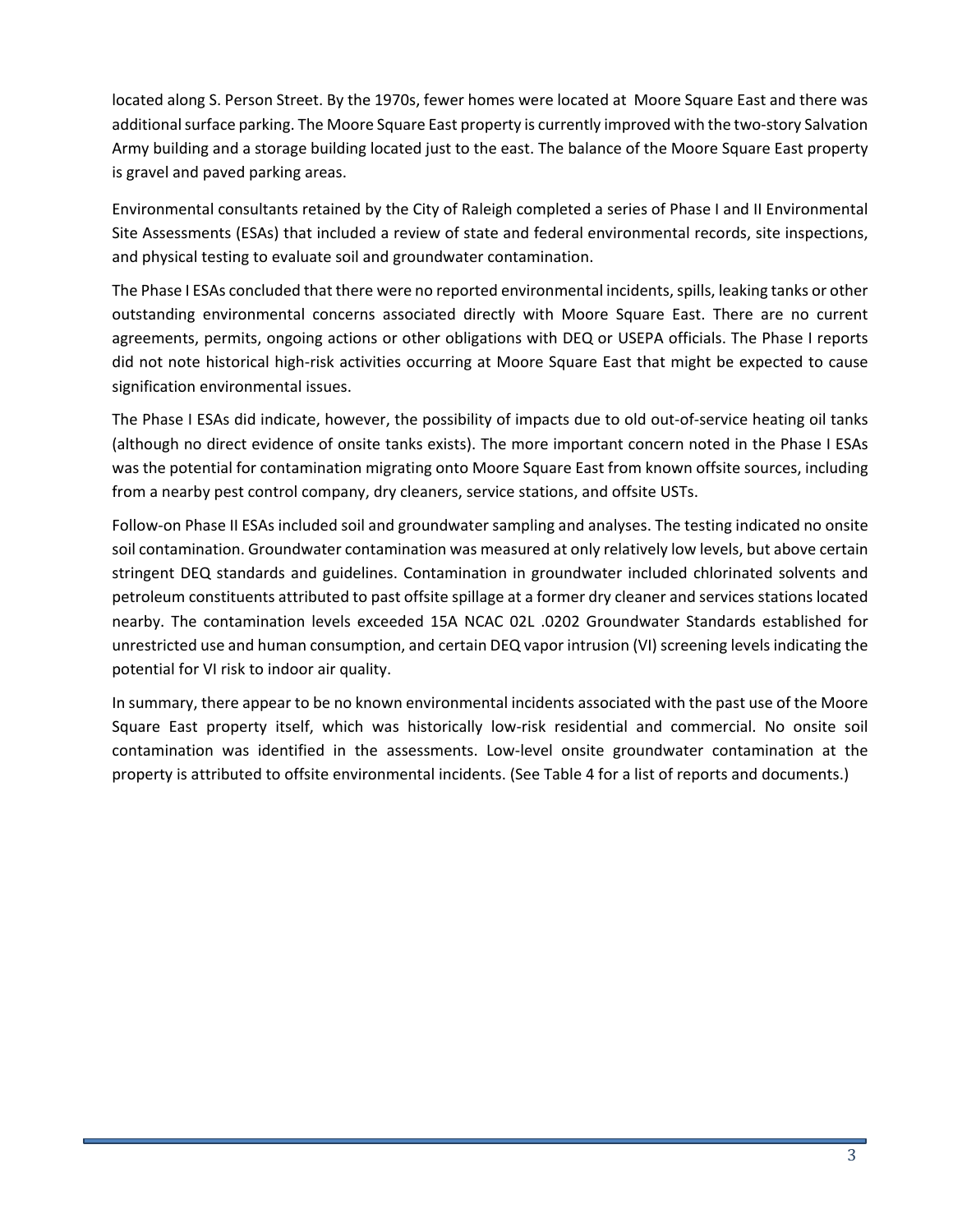located along S. Person Street. By the 1970s, fewer homes were located at Moore Square East and there was additional surface parking. The Moore Square East property is currently improved with the two-story Salvation Army building and a storage building located just to the east. The balance of the Moore Square East property is gravel and paved parking areas.

Environmental consultants retained by the City of Raleigh completed a series of Phase I and II Environmental Site Assessments (ESAs) that included a review of state and federal environmental records, site inspections, and physical testing to evaluate soil and groundwater contamination.

The Phase I ESAs concluded that there were no reported environmental incidents, spills, leaking tanks or other outstanding environmental concerns associated directly with Moore Square East. There are no current agreements, permits, ongoing actions or other obligations with DEQ or USEPA officials. The Phase I reports did not note historical high-risk activities occurring at Moore Square East that might be expected to cause signification environmental issues.

The Phase I ESAs did indicate, however, the possibility of impacts due to old out-of-service heating oil tanks (although no direct evidence of onsite tanks exists). The more important concern noted in the Phase I ESAs was the potential for contamination migrating onto Moore Square East from known offsite sources, including from a nearby pest control company, dry cleaners, service stations, and offsite USTs.

Follow-on Phase II ESAs included soil and groundwater sampling and analyses. The testing indicated no onsite soil contamination. Groundwater contamination was measured at only relatively low levels, but above certain stringent DEQ standards and guidelines. Contamination in groundwater included chlorinated solvents and petroleum constituents attributed to past offsite spillage at a former dry cleaner and services stations located nearby. The contamination levels exceeded 15A NCAC 02L .0202 Groundwater Standards established for unrestricted use and human consumption, and certain DEQ vapor intrusion (VI) screening levels indicating the potential for VI risk to indoor air quality.

In summary, there appear to be no known environmental incidents associated with the past use of the Moore Square East property itself, which was historically low-risk residential and commercial. No onsite soil contamination was identified in the assessments. Low-level onsite groundwater contamination at the property is attributed to offsite environmental incidents. (See Table 4 for a list of reports and documents.)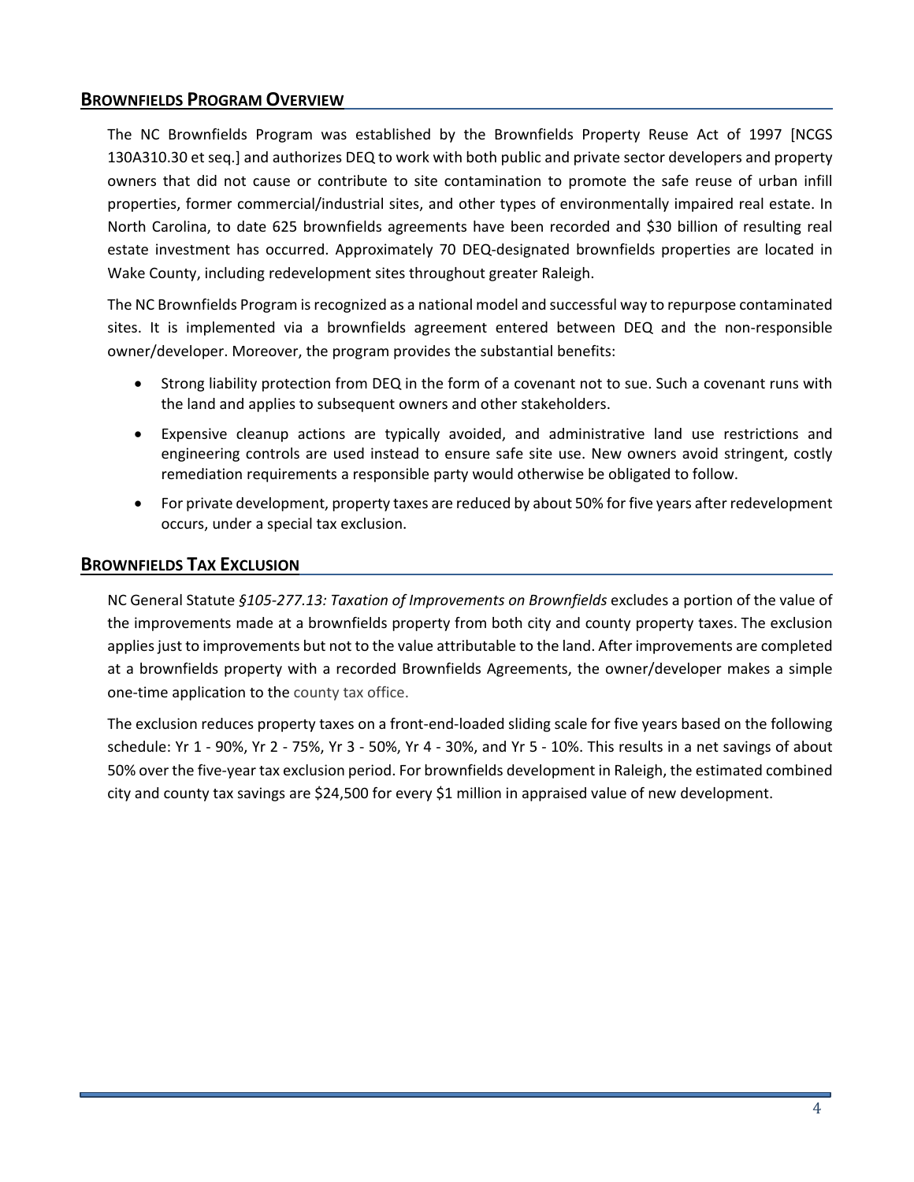## BROWNFIELDS PROGRAM OVERVIEW

The NC Brownfields Program was established by the Brownfields Property Reuse Act of 1997 [NCGS 130A310.30 et seq.] and authorizes DEQ to work with both public and private sector developers and property owners that did not cause or contribute to site contamination to promote the safe reuse of urban infill properties, former commercial/industrial sites, and other types of environmentally impaired real estate. In North Carolina, to date 625 brownfields agreements have been recorded and $30 billion of resulting real estate investment has occurred. Approximately 70 DEQ-designated brownfields properties are located in Wake County, including redevelopment sites throughout greater Raleigh.

The NC Brownfields Program is recognized as a national model and successful way to repurpose contaminated sites. It is implemented via a brownfields agreement entered between DEQ and the non-responsible owner/developer. Moreover, the program provides the substantial benefits:

- Strong liability protection from DEQ in the form of a covenant not to sue. Such a covenant runs with the land and applies to subsequent owners and other stakeholders.
- Expensive cleanup actions are typically avoided, and administrative land use restrictions and engineering controls are used instead to ensure safe site use. New owners avoid stringent, costly remediation requirements a responsible party would otherwise be obligated to follow.
- For private development, property taxes are reduced by about 50% for five years after redevelopment occurs, under a special tax exclusion.

## BROWNFIELDS TAX EXCLUSION

NC General Statute *§105-277.13: Taxation of Improvements on Brownfields* excludes a portion of the value of the improvements made at a brownfields property from both city and county property taxes. The exclusion applies just to improvements but not to the value attributable to the land. After improvements are completed at a brownfields property with a recorded Brownfields Agreements, the owner/developer makes a simple one-time application to the county tax office.

The exclusion reduces property taxes on a front-end-loaded sliding scale for five years based on the following schedule: Yr 1 - 90%, Yr 2 - 75%, Yr 3 - 50%, Yr 4 - 30%, and Yr 5 - 10%. This results in a net savings of about 50% over the five-year tax exclusion period. For brownfields development in Raleigh, the estimated combined city and county tax savings are $24,500 for every $1 million in appraised value of new development.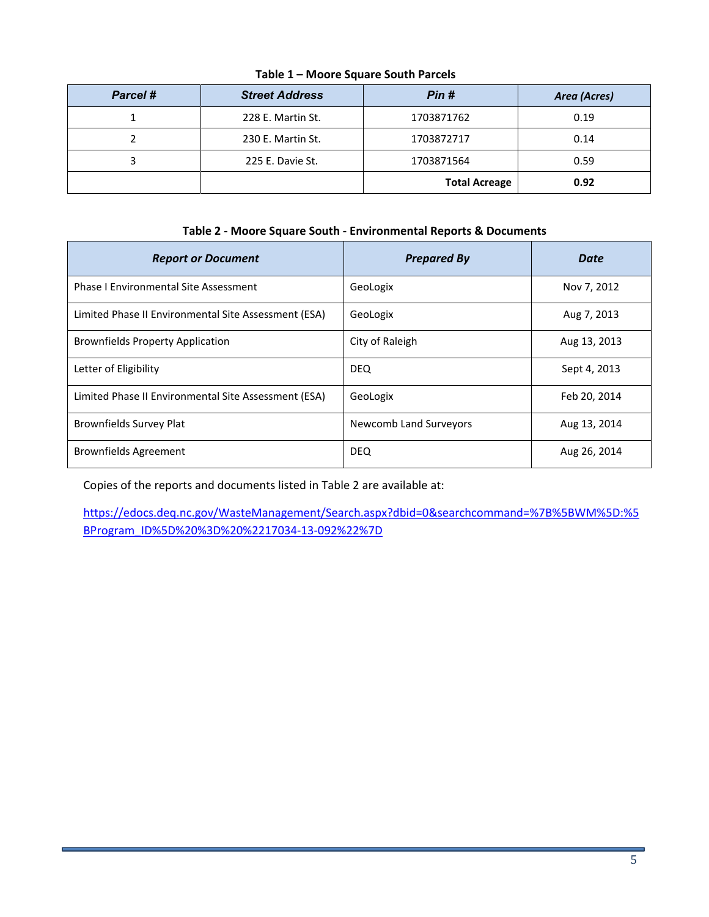**Table 1 – Moore Square South Parcels**

| *Parcel #* | *Street Address* | *Pin #* | *Area (Acres)* |
|---|---|---|---|
| 1 | 228 E. Martin St. | 1703871762 | 0.19 |
| 2 | 230 E. Martin St. | 1703872717 | 0.14 |
| 3 | 225 E. Davie St. | 1703871564 | 0.59 |
| | | **Total Acreage** | **0.92** |

**Table 2 - Moore Square South - Environmental Reports & Documents**

| *Report or Document* | *Prepared By* | *Date* |
|---|---|---|
| Phase I Environmental Site Assessment | GeoLogix | Nov 7, 2012 |
| Limited Phase II Environmental Site Assessment (ESA) | GeoLogix | Aug 7, 2013 |
| Brownfields Property Application | City of Raleigh | Aug 13, 2013 |
| Letter of Eligibility | DEQ | Sept 4, 2013 |
| Limited Phase II Environmental Site Assessment (ESA) | GeoLogix | Feb 20, 2014 |
| Brownfields Survey Plat | Newcomb Land Surveyors | Aug 13, 2014 |
| Brownfields Agreement | DEQ | Aug 26, 2014 |

Copies of the reports and documents listed in Table 2 are available at:

https://edocs.deq.nc.gov/WasteManagement/Search.aspx?dbid=0&searchcommand=%7B%5BWM%5D:%5BProgram_ID%5D%20%3D%20%2217034-13-092%22%7D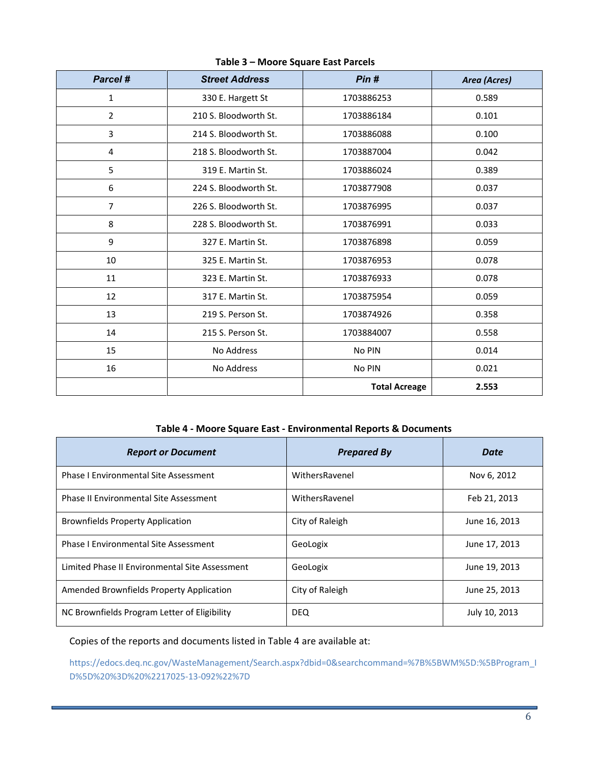**Table 3 – Moore Square East Parcels**

| *Parcel #* | *Street Address* | *Pin #* | *Area (Acres)* |
|---|---|---|---|
| 1 | 330 E. Hargett St | 1703886253 | 0.589 |
| 2 | 210 S. Bloodworth St. | 1703886184 | 0.101 |
| 3 | 214 S. Bloodworth St. | 1703886088 | 0.100 |
| 4 | 218 S. Bloodworth St. | 1703887004 | 0.042 |
| 5 | 319 E. Martin St. | 1703886024 | 0.389 |
| 6 | 224 S. Bloodworth St. | 1703877908 | 0.037 |
| 7 | 226 S. Bloodworth St. | 1703876995 | 0.037 |
| 8 | 228 S. Bloodworth St. | 1703876991 | 0.033 |
| 9 | 327 E. Martin St. | 1703876898 | 0.059 |
| 10 | 325 E. Martin St. | 1703876953 | 0.078 |
| 11 | 323 E. Martin St. | 1703876933 | 0.078 |
| 12 | 317 E. Martin St. | 1703875954 | 0.059 |
| 13 | 219 S. Person St. | 1703874926 | 0.358 |
| 14 | 215 S. Person St. | 1703884007 | 0.558 |
| 15 | No Address | No PIN | 0.014 |
| 16 | No Address | No PIN | 0.021 |
| | | **Total Acreage** | **2.553** |

**Table 4 - Moore Square East - Environmental Reports & Documents**

| *Report or Document* | *Prepared By* | *Date* |
|---|---|---|
| Phase I Environmental Site Assessment | WithersRavenel | Nov 6, 2012 |
| Phase II Environmental Site Assessment | WithersRavenel | Feb 21, 2013 |
| Brownfields Property Application | City of Raleigh | June 16, 2013 |
| Phase I Environmental Site Assessment | GeoLogix | June 17, 2013 |
| Limited Phase II Environmental Site Assessment | GeoLogix | June 19, 2013 |
| Amended Brownfields Property Application | City of Raleigh | June 25, 2013 |
| NC Brownfields Program Letter of Eligibility | DEQ | July 10, 2013 |

Copies of the reports and documents listed in Table 4 are available at:

https://edocs.deq.nc.gov/WasteManagement/Search.aspx?dbid=0&searchcommand=%7B%5BWM%5D:%5BProgram_ID%5D%20%3D%20%2217025-13-092%22%7D